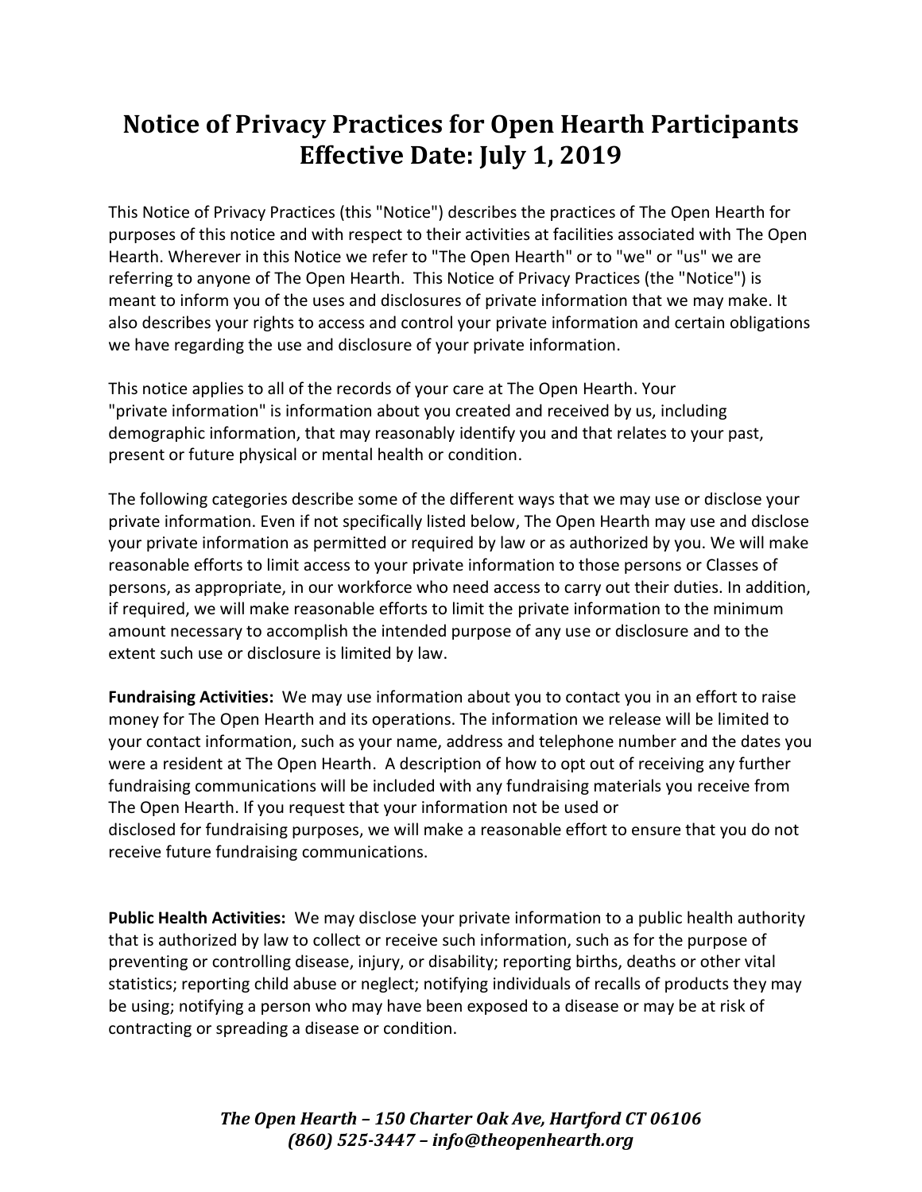# Notice of Privacy Practices for Open Hearth Participants
# Effective Date: July 1, 2019

This Notice of Privacy Practices (this "Notice") describes the practices of The Open Hearth for purposes of this notice and with respect to their activities at facilities associated with The Open Hearth. Wherever in this Notice we refer to "The Open Hearth" or to "we" or "us" we are referring to anyone of The Open Hearth. This Notice of Privacy Practices (the "Notice") is meant to inform you of the uses and disclosures of private information that we may make. It also describes your rights to access and control your private information and certain obligations we have regarding the use and disclosure of your private information.

This notice applies to all of the records of your care at The Open Hearth. Your "private information" is information about you created and received by us, including demographic information, that may reasonably identify you and that relates to your past, present or future physical or mental health or condition.

The following categories describe some of the different ways that we may use or disclose your private information. Even if not specifically listed below, The Open Hearth may use and disclose your private information as permitted or required by law or as authorized by you. We will make reasonable efforts to limit access to your private information to those persons or Classes of persons, as appropriate, in our workforce who need access to carry out their duties. In addition, if required, we will make reasonable efforts to limit the private information to the minimum amount necessary to accomplish the intended purpose of any use or disclosure and to the extent such use or disclosure is limited by law.

**Fundraising Activities:** We may use information about you to contact you in an effort to raise money for The Open Hearth and its operations. The information we release will be limited to your contact information, such as your name, address and telephone number and the dates you were a resident at The Open Hearth. A description of how to opt out of receiving any further fundraising communications will be included with any fundraising materials you receive from The Open Hearth. If you request that your information not be used or disclosed for fundraising purposes, we will make a reasonable effort to ensure that you do not receive future fundraising communications.

**Public Health Activities:** We may disclose your private information to a public health authority that is authorized by law to collect or receive such information, such as for the purpose of preventing or controlling disease, injury, or disability; reporting births, deaths or other vital statistics; reporting child abuse or neglect; notifying individuals of recalls of products they may be using; notifying a person who may have been exposed to a disease or may be at risk of contracting or spreading a disease or condition.

*The Open Hearth – 150 Charter Oak Ave, Hartford CT 06106*
*(860) 525-3447 – info@theopenhearth.org*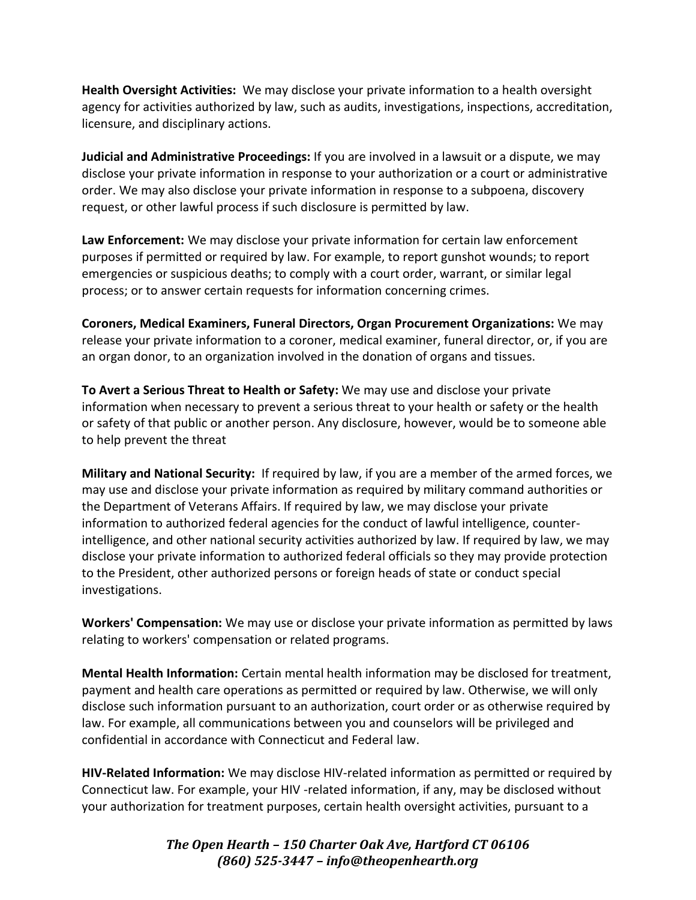**Health Oversight Activities:** We may disclose your private information to a health oversight agency for activities authorized by law, such as audits, investigations, inspections, accreditation, licensure, and disciplinary actions.

**Judicial and Administrative Proceedings:** If you are involved in a lawsuit or a dispute, we may disclose your private information in response to your authorization or a court or administrative order. We may also disclose your private information in response to a subpoena, discovery request, or other lawful process if such disclosure is permitted by law.

**Law Enforcement:** We may disclose your private information for certain law enforcement purposes if permitted or required by law. For example, to report gunshot wounds; to report emergencies or suspicious deaths; to comply with a court order, warrant, or similar legal process; or to answer certain requests for information concerning crimes.

**Coroners, Medical Examiners, Funeral Directors, Organ Procurement Organizations:** We may release your private information to a coroner, medical examiner, funeral director, or, if you are an organ donor, to an organization involved in the donation of organs and tissues.

**To Avert a Serious Threat to Health or Safety:** We may use and disclose your private information when necessary to prevent a serious threat to your health or safety or the health or safety of that public or another person. Any disclosure, however, would be to someone able to help prevent the threat

**Military and National Security:** If required by law, if you are a member of the armed forces, we may use and disclose your private information as required by military command authorities or the Department of Veterans Affairs. If required by law, we may disclose your private information to authorized federal agencies for the conduct of lawful intelligence, counter-intelligence, and other national security activities authorized by law. If required by law, we may disclose your private information to authorized federal officials so they may provide protection to the President, other authorized persons or foreign heads of state or conduct special investigations.

**Workers' Compensation:** We may use or disclose your private information as permitted by laws relating to workers' compensation or related programs.

**Mental Health Information:** Certain mental health information may be disclosed for treatment, payment and health care operations as permitted or required by law. Otherwise, we will only disclose such information pursuant to an authorization, court order or as otherwise required by law. For example, all communications between you and counselors will be privileged and confidential in accordance with Connecticut and Federal law.

**HIV-Related Information:** We may disclose HIV-related information as permitted or required by Connecticut law. For example, your HIV -related information, if any, may be disclosed without your authorization for treatment purposes, certain health oversight activities, pursuant to a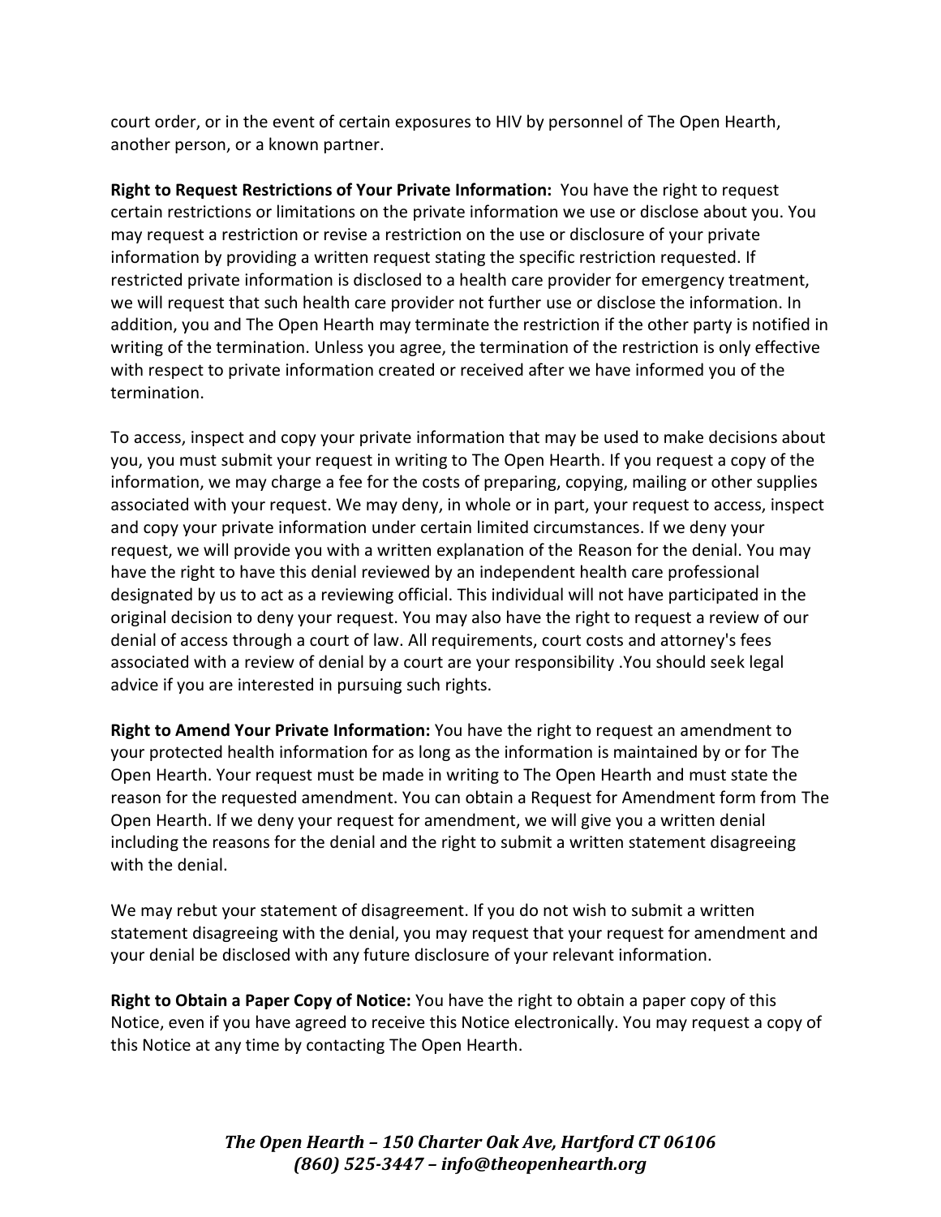court order, or in the event of certain exposures to HIV by personnel of The Open Hearth, another person, or a known partner.

**Right to Request Restrictions of Your Private Information:** You have the right to request certain restrictions or limitations on the private information we use or disclose about you. You may request a restriction or revise a restriction on the use or disclosure of your private information by providing a written request stating the specific restriction requested. If restricted private information is disclosed to a health care provider for emergency treatment, we will request that such health care provider not further use or disclose the information. In addition, you and The Open Hearth may terminate the restriction if the other party is notified in writing of the termination. Unless you agree, the termination of the restriction is only effective with respect to private information created or received after we have informed you of the termination.

To access, inspect and copy your private information that may be used to make decisions about you, you must submit your request in writing to The Open Hearth. If you request a copy of the information, we may charge a fee for the costs of preparing, copying, mailing or other supplies associated with your request. We may deny, in whole or in part, your request to access, inspect and copy your private information under certain limited circumstances. If we deny your request, we will provide you with a written explanation of the Reason for the denial. You may have the right to have this denial reviewed by an independent health care professional designated by us to act as a reviewing official. This individual will not have participated in the original decision to deny your request. You may also have the right to request a review of our denial of access through a court of law. All requirements, court costs and attorney's fees associated with a review of denial by a court are your responsibility .You should seek legal advice if you are interested in pursuing such rights.

**Right to Amend Your Private Information:** You have the right to request an amendment to your protected health information for as long as the information is maintained by or for The Open Hearth. Your request must be made in writing to The Open Hearth and must state the reason for the requested amendment. You can obtain a Request for Amendment form from The Open Hearth. If we deny your request for amendment, we will give you a written denial including the reasons for the denial and the right to submit a written statement disagreeing with the denial.

We may rebut your statement of disagreement. If you do not wish to submit a written statement disagreeing with the denial, you may request that your request for amendment and your denial be disclosed with any future disclosure of your relevant information.

**Right to Obtain a Paper Copy of Notice:** You have the right to obtain a paper copy of this Notice, even if you have agreed to receive this Notice electronically. You may request a copy of this Notice at any time by contacting The Open Hearth.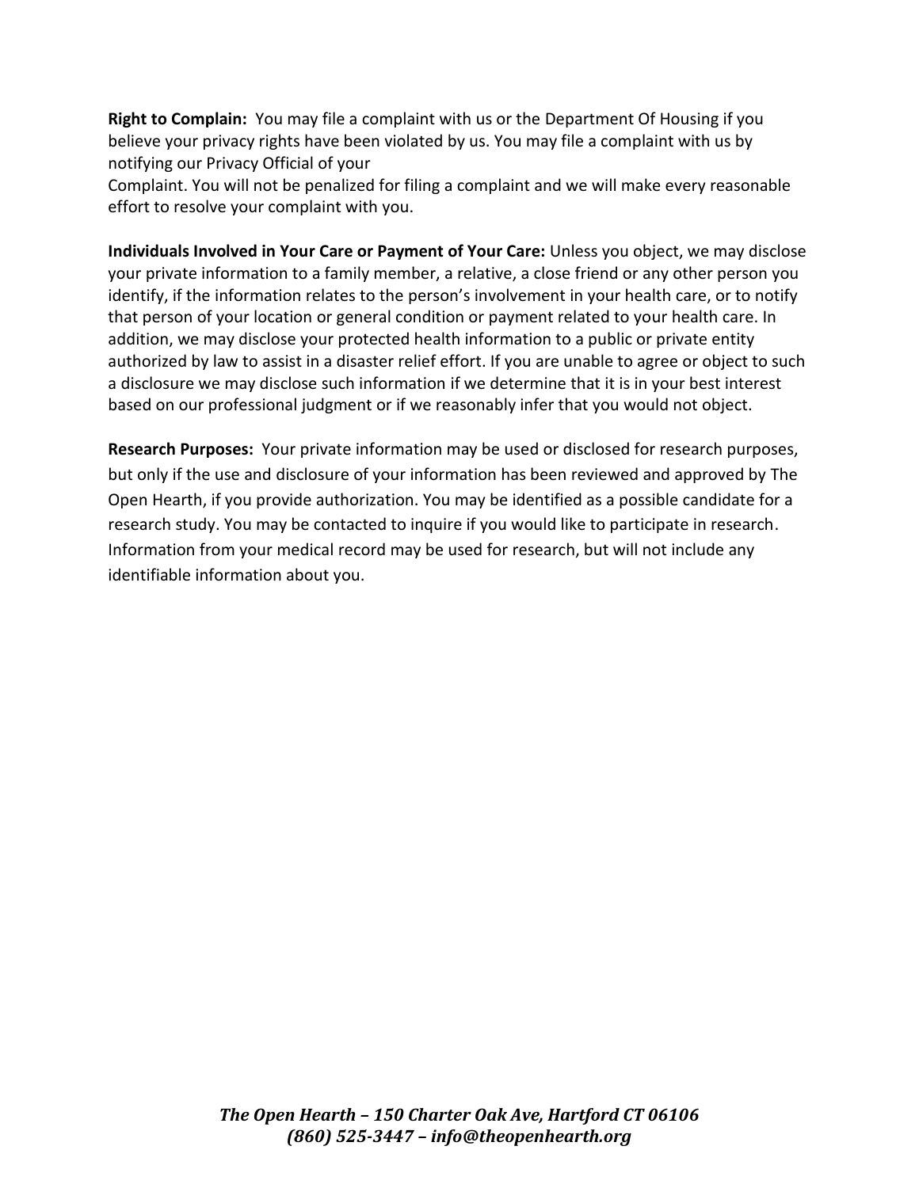**Right to Complain:** You may file a complaint with us or the Department Of Housing if you believe your privacy rights have been violated by us. You may file a complaint with us by notifying our Privacy Official of your
Complaint. You will not be penalized for filing a complaint and we will make every reasonable effort to resolve your complaint with you.

**Individuals Involved in Your Care or Payment of Your Care:** Unless you object, we may disclose your private information to a family member, a relative, a close friend or any other person you identify, if the information relates to the person's involvement in your health care, or to notify that person of your location or general condition or payment related to your health care. In addition, we may disclose your protected health information to a public or private entity authorized by law to assist in a disaster relief effort. If you are unable to agree or object to such a disclosure we may disclose such information if we determine that it is in your best interest based on our professional judgment or if we reasonably infer that you would not object.

**Research Purposes:** Your private information may be used or disclosed for research purposes, but only if the use and disclosure of your information has been reviewed and approved by The Open Hearth, if you provide authorization. You may be identified as a possible candidate for a research study. You may be contacted to inquire if you would like to participate in research. Information from your medical record may be used for research, but will not include any identifiable information about you.